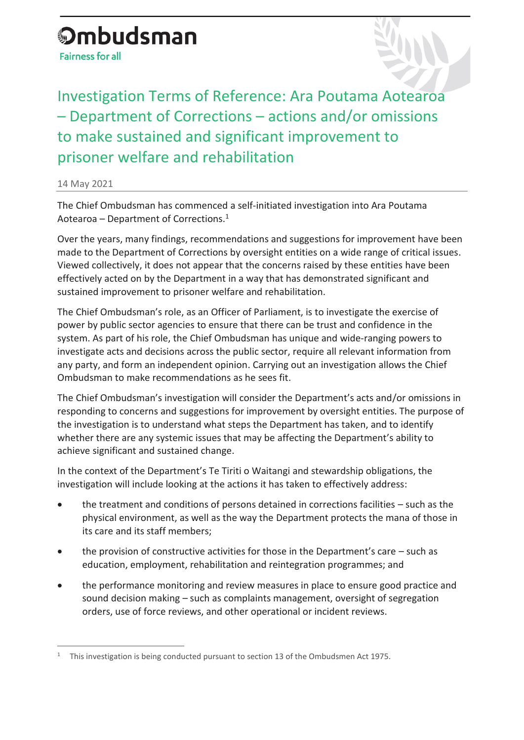Ombudsman

Fairness for all

# Investigation Terms of Reference: Ara Poutama Aotearoa – Department of Corrections – actions and/or omissions to make sustained and significant improvement to prisoner welfare and rehabilitation

14 May 2021

The Chief Ombudsman has commenced a self-initiated investigation into Ara Poutama Aotearoa – Department of Corrections.[1]

Over the years, many findings, recommendations and suggestions for improvement have been made to the Department of Corrections by oversight entities on a wide range of critical issues. Viewed collectively, it does not appear that the concerns raised by these entities have been effectively acted on by the Department in a way that has demonstrated significant and sustained improvement to prisoner welfare and rehabilitation.

The Chief Ombudsman's role, as an Officer of Parliament, is to investigate the exercise of power by public sector agencies to ensure that there can be trust and confidence in the system. As part of his role, the Chief Ombudsman has unique and wide-ranging powers to investigate acts and decisions across the public sector, require all relevant information from any party, and form an independent opinion. Carrying out an investigation allows the Chief Ombudsman to make recommendations as he sees fit.

The Chief Ombudsman's investigation will consider the Department's acts and/or omissions in responding to concerns and suggestions for improvement by oversight entities. The purpose of the investigation is to understand what steps the Department has taken, and to identify whether there are any systemic issues that may be affecting the Department's ability to achieve significant and sustained change.

In the context of the Department's Te Tiriti o Waitangi and stewardship obligations, the investigation will include looking at the actions it has taken to effectively address:

- the treatment and conditions of persons detained in corrections facilities – such as the physical environment, as well as the way the Department protects the mana of those in its care and its staff members;
- the provision of constructive activities for those in the Department's care – such as education, employment, rehabilitation and reintegration programmes; and
- the performance monitoring and review measures in place to ensure good practice and sound decision making – such as complaints management, oversight of segregation orders, use of force reviews, and other operational or incident reviews.

[1] This investigation is being conducted pursuant to section 13 of the Ombudsmen Act 1975.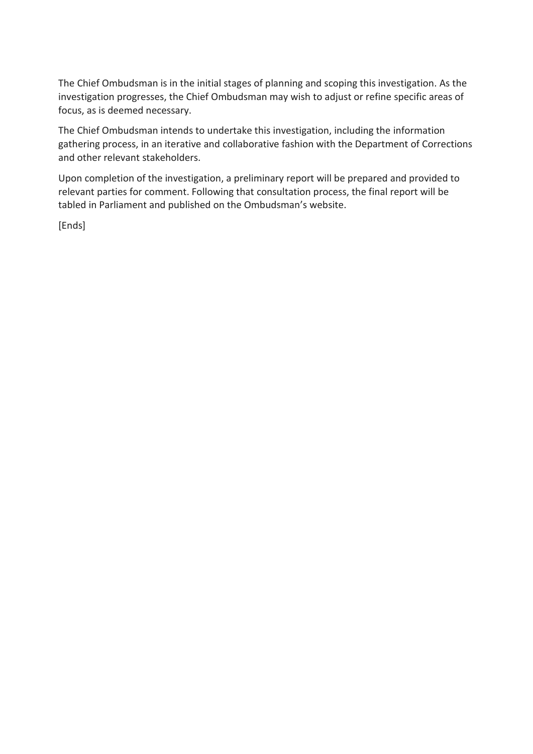The Chief Ombudsman is in the initial stages of planning and scoping this investigation. As the investigation progresses, the Chief Ombudsman may wish to adjust or refine specific areas of focus, as is deemed necessary.

The Chief Ombudsman intends to undertake this investigation, including the information gathering process, in an iterative and collaborative fashion with the Department of Corrections and other relevant stakeholders.

Upon completion of the investigation, a preliminary report will be prepared and provided to relevant parties for comment. Following that consultation process, the final report will be tabled in Parliament and published on the Ombudsman's website.

[Ends]